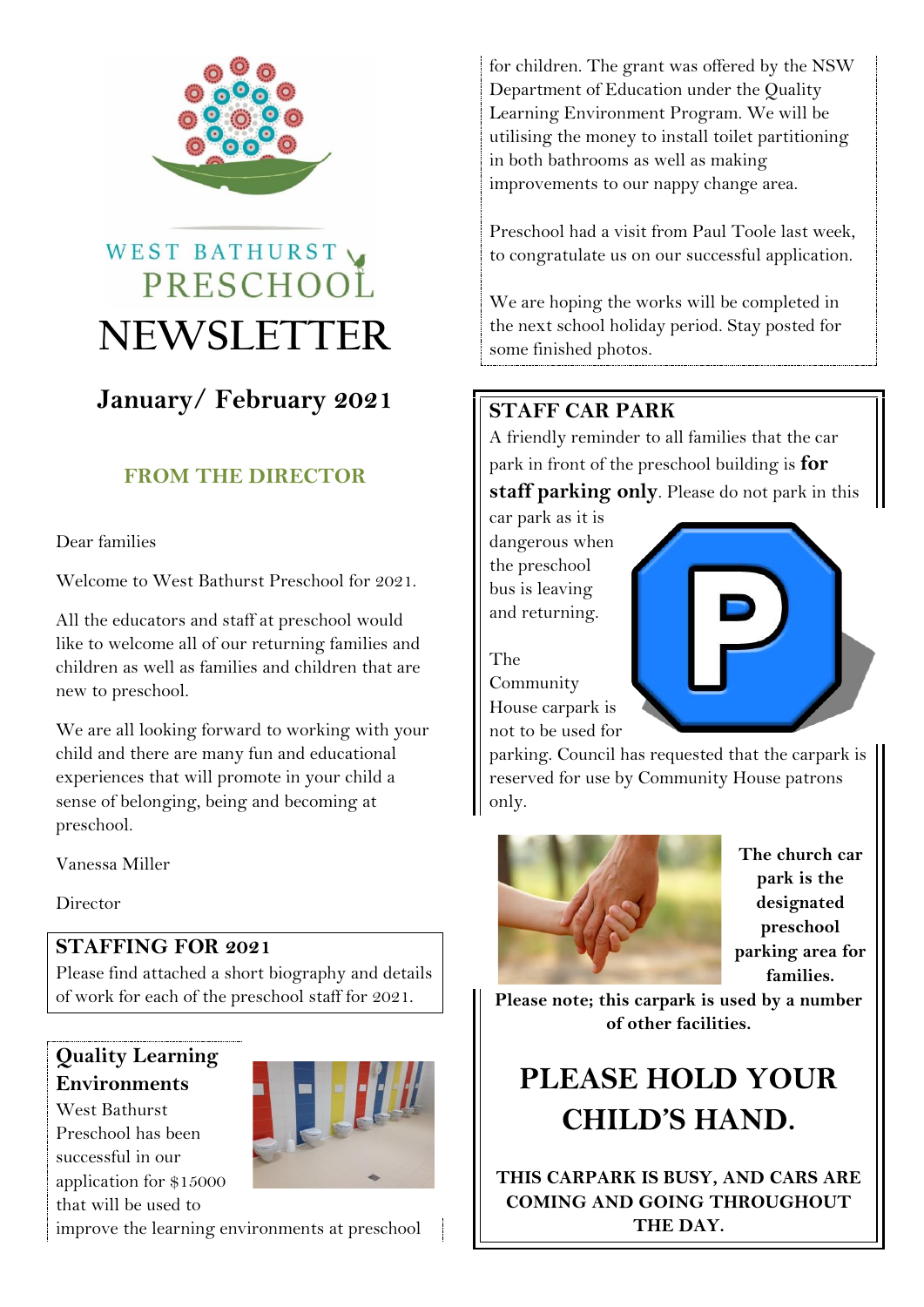WEST BATHURST PRESCHOOL

# NEWSLETTER

## January/ February 2021

### FROM THE DIRECTOR

Dear families

Welcome to West Bathurst Preschool for 2021.

All the educators and staff at preschool would like to welcome all of our returning families and children as well as families and children that are new to preschool.

We are all looking forward to working with your child and there are many fun and educational experiences that will promote in your child a sense of belonging, being and becoming at preschool.

Vanessa Miller

Director

### STAFFING FOR 2021

Please find attached a short biography and details of work for each of the preschool staff for 2021.

### Quality Learning Environments

West Bathurst Preschool has been successful in our application for $15000 that will be used to improve the learning environments at preschool for children. The grant was offered by the NSW Department of Education under the Quality Learning Environment Program. We will be utilising the money to install toilet partitioning in both bathrooms as well as making improvements to our nappy change area.

Preschool had a visit from Paul Toole last week, to congratulate us on our successful application.

We are hoping the works will be completed in the next school holiday period. Stay posted for some finished photos.

### STAFF CAR PARK

A friendly reminder to all families that the car park in front of the preschool building is **for staff parking only**. Please do not park in this car park as it is dangerous when the preschool bus is leaving and returning.

The Community House carpark is not to be used for parking. Council has requested that the carpark is reserved for use by Community House patrons only.

**The church car park is the designated preschool parking area for families.**

**Please note; this carpark is used by a number of other facilities.**

## PLEASE HOLD YOUR CHILD'S HAND.

**THIS CARPARK IS BUSY, AND CARS ARE COMING AND GOING THROUGHOUT THE DAY.**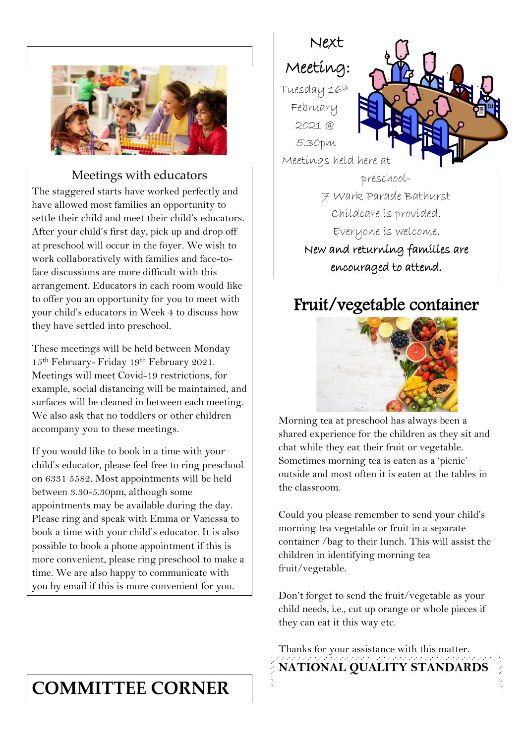## Meetings with educators

The staggered starts have worked perfectly and have allowed most families an opportunity to settle their child and meet their child's educators. After your child's first day, pick up and drop off at preschool will occur in the foyer. We wish to work collaboratively with families and face-to-face discussions are more difficult with this arrangement. Educators in each room would like to offer you an opportunity for you to meet with your child's educators in Week 4 to discuss how they have settled into preschool.

These meetings will be held between Monday 15th February- Friday 19th February 2021. Meetings will meet Covid-19 restrictions, for example, social distancing will be maintained, and surfaces will be cleaned in between each meeting. We also ask that no toddlers or other children accompany you to these meetings.

If you would like to book in a time with your child's educator, please feel free to ring preschool on 6331 5582. Most appointments will be held between 3.30-5.30pm, although some appointments may be available during the day. Please ring and speak with Emma or Vanessa to book a time with your child's educator. It is also possible to book a phone appointment if this is more convenient, please ring preschool to make a time. We are also happy to communicate with you by email if this is more convenient for you.

## Next Meeting:

Tuesday 16th February 2021 @ 5.30pm

Meetings held here at preschool- 7 Wark Parade Bathurst

Childcare is provided.

Everyone is welcome.

**New and returning families are encouraged to attend.**

## Fruit/vegetable container

Morning tea at preschool has always been a shared experience for the children as they sit and chat while they eat their fruit or vegetable. Sometimes morning tea is eaten as a 'picnic' outside and most often it is eaten at the tables in the classroom.

Could you please remember to send your child's morning tea vegetable or fruit in a separate container /bag to their lunch. This will assist the children in identifying morning tea fruit/vegetable.

Don't forget to send the fruit/vegetable as your child needs, i.e., cut up orange or whole pieces if they can eat it this way etc.

Thanks for your assistance with this matter.

# COMMITTEE CORNER

# NATIONAL QUALITY STANDARDS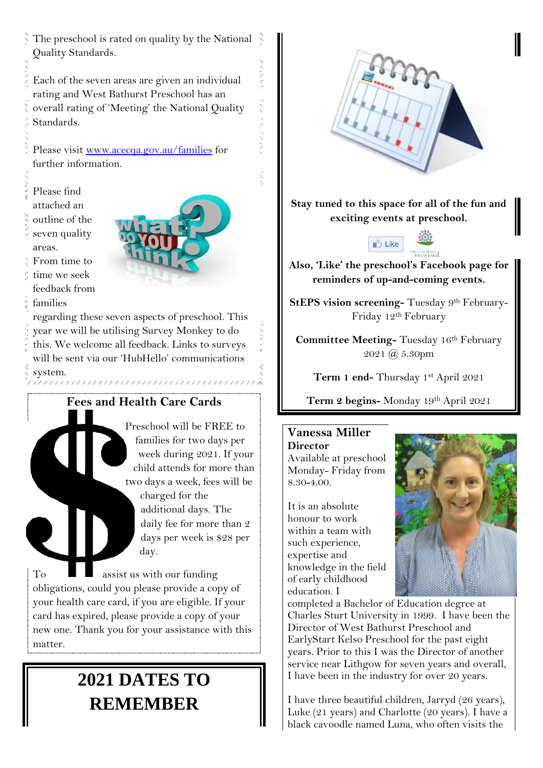The preschool is rated on quality by the National Quality Standards.

Each of the seven areas are given an individual rating and West Bathurst Preschool has an overall rating of 'Meeting' the National Quality Standards.

Please visit [www.acecqa.gov.au/families](www.acecqa.gov.au/families) for further information.

Please find attached an outline of the seven quality areas. From time to time we seek feedback from families regarding these seven aspects of preschool. This year we will be utilising Survey Monkey to do this. We welcome all feedback. Links to surveys will be sent via our 'HubHello' communications system.

## Fees and Health Care Cards

Preschool will be FREE to families for two days per week during 2021. If your child attends for more than two days a week, fees will be charged for the additional days. The daily fee for more than 2 days per week is $28 per day.

To assist us with our funding obligations, could you please provide a copy of your health care card, if you are eligible. If your card has expired, please provide a copy of your new one. Thank you for your assistance with this matter.

# 2021 DATES TO REMEMBER

**Stay tuned to this space for all of the fun and exciting events at preschool.**

**Also, 'Like' the preschool's Facebook page for reminders of up-and-coming events.**

**StEPS vision screening-** Tuesday 9th February- Friday 12th February

**Committee Meeting-** Tuesday 16th February 2021 @ 5.30pm

**Term 1 end-** Thursday 1st April 2021

**Term 2 begins-** Monday 19th April 2021

## Vanessa Miller

**Director**

Available at preschool Monday- Friday from 8.30-4.00.

It is an absolute honour to work within a team with such experience, expertise and knowledge in the field of early childhood education. I completed a Bachelor of Education degree at Charles Sturt University in 1999. I have been the Director of West Bathurst Preschool and EarlyStart Kelso Preschool for the past eight years. Prior to this I was the Director of another service near Lithgow for seven years and overall, I have been in the industry for over 20 years.

I have three beautiful children, Jarryd (26 years), Luke (21 years) and Charlotte (20 years). I have a black cavoodle named Luna, who often visits the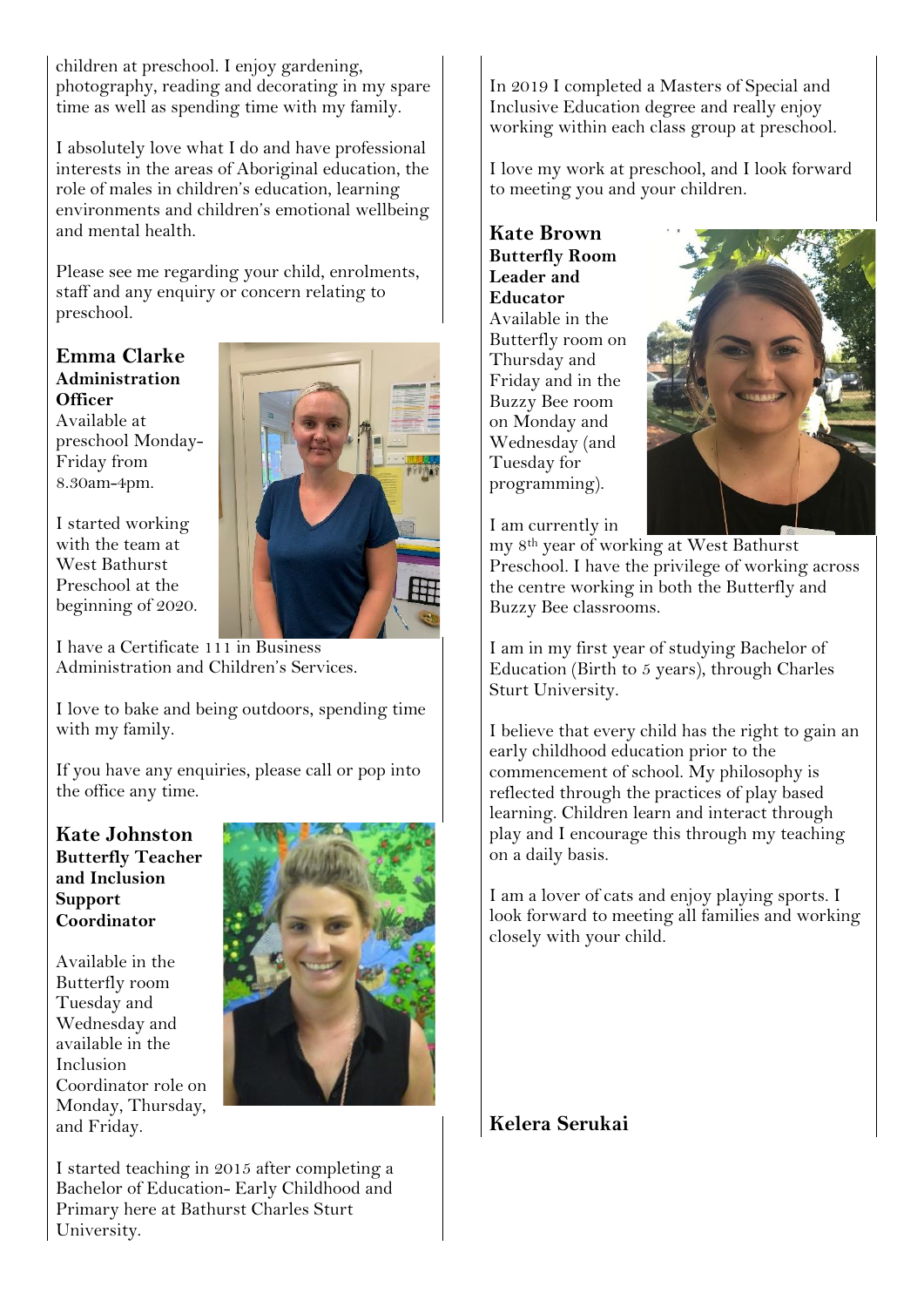children at preschool. I enjoy gardening, photography, reading and decorating in my spare time as well as spending time with my family.

I absolutely love what I do and have professional interests in the areas of Aboriginal education, the role of males in children's education, learning environments and children's emotional wellbeing and mental health.

Please see me regarding your child, enrolments, staff and any enquiry or concern relating to preschool.

## Emma Clarke

**Administration Officer**

Available at preschool Monday-Friday from 8.30am-4pm.

I started working with the team at West Bathurst Preschool at the beginning of 2020.

I have a Certificate 111 in Business Administration and Children's Services.

I love to bake and being outdoors, spending time with my family.

If you have any enquiries, please call or pop into the office any time.

## Kate Johnston

**Butterfly Teacher and Inclusion Support Coordinator**

Available in the Butterfly room Tuesday and Wednesday and available in the Inclusion Coordinator role on Monday, Thursday, and Friday.

I started teaching in 2015 after completing a Bachelor of Education- Early Childhood and Primary here at Bathurst Charles Sturt University.

In 2019 I completed a Masters of Special and Inclusive Education degree and really enjoy working within each class group at preschool.

I love my work at preschool, and I look forward to meeting you and your children.

## Kate Brown

**Butterfly Room Leader and Educator**

Available in the Butterfly room on Thursday and Friday and in the Buzzy Bee room on Monday and Wednesday (and Tuesday for programming).

I am currently in my 8th year of working at West Bathurst Preschool. I have the privilege of working across the centre working in both the Butterfly and Buzzy Bee classrooms.

I am in my first year of studying Bachelor of Education (Birth to 5 years), through Charles Sturt University.

I believe that every child has the right to gain an early childhood education prior to the commencement of school. My philosophy is reflected through the practices of play based learning. Children learn and interact through play and I encourage this through my teaching on a daily basis.

I am a lover of cats and enjoy playing sports. I look forward to meeting all families and working closely with your child.

## Kelera Serukai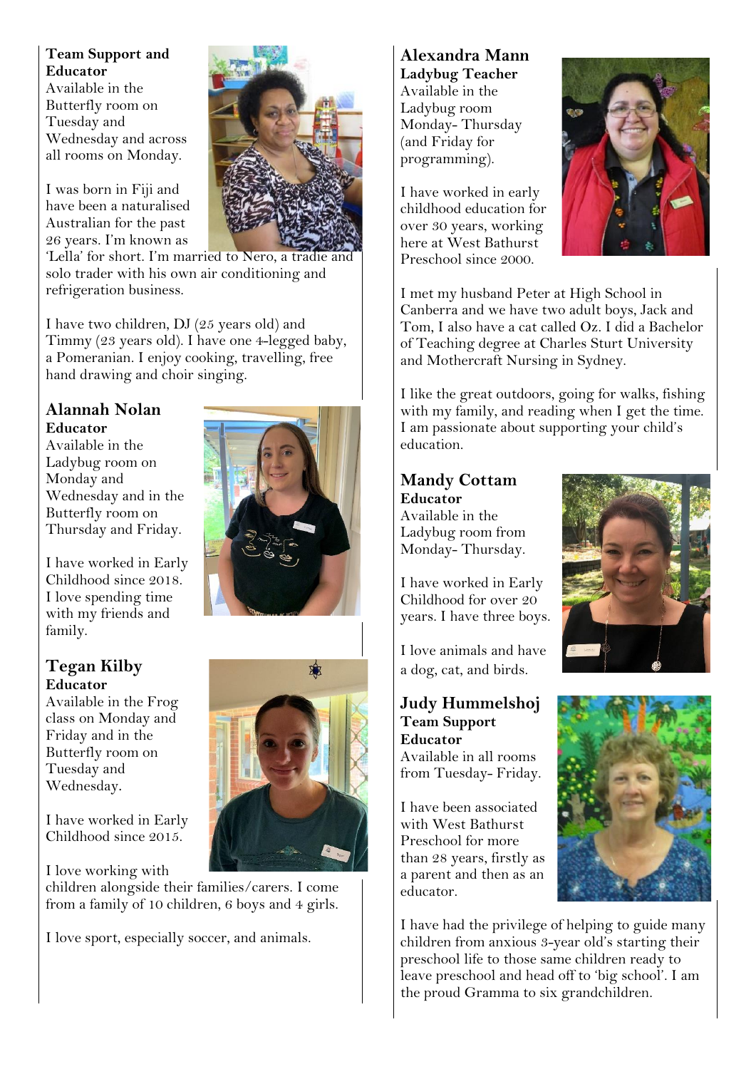**Team Support and Educator**
Available in the Butterfly room on Tuesday and Wednesday and across all rooms on Monday.

I was born in Fiji and have been a naturalised Australian for the past 26 years. I'm known as 'Lella' for short. I'm married to Nero, a tradie and solo trader with his own air conditioning and refrigeration business.

I have two children, DJ (25 years old) and Timmy (23 years old). I have one 4-legged baby, a Pomeranian. I enjoy cooking, travelling, free hand drawing and choir singing.

## Alannah Nolan

**Educator**
Available in the Ladybug room on Monday and Wednesday and in the Butterfly room on Thursday and Friday.

I have worked in Early Childhood since 2018. I love spending time with my friends and family.

## Tegan Kilby

**Educator**
Available in the Frog class on Monday and Friday and in the Butterfly room on Tuesday and Wednesday.

I have worked in Early Childhood since 2015.

I love working with children alongside their families/carers. I come from a family of 10 children, 6 boys and 4 girls.

I love sport, especially soccer, and animals.

## Alexandra Mann

**Ladybug Teacher**
Available in the Ladybug room Monday- Thursday (and Friday for programming).

I have worked in early childhood education for over 30 years, working here at West Bathurst Preschool since 2000.

I met my husband Peter at High School in Canberra and we have two adult boys, Jack and Tom, I also have a cat called Oz. I did a Bachelor of Teaching degree at Charles Sturt University and Mothercraft Nursing in Sydney.

I like the great outdoors, going for walks, fishing with my family, and reading when I get the time. I am passionate about supporting your child's education.

## Mandy Cottam

**Educator**
Available in the Ladybug room from Monday- Thursday.

I have worked in Early Childhood for over 20 years. I have three boys.

I love animals and have a dog, cat, and birds.

## Judy Hummelshoj

**Team Support Educator**
Available in all rooms from Tuesday- Friday.

I have been associated with West Bathurst Preschool for more than 28 years, firstly as a parent and then as an educator.

I have had the privilege of helping to guide many children from anxious 3-year old's starting their preschool life to those same children ready to leave preschool and head off to 'big school'. I am the proud Gramma to six grandchildren.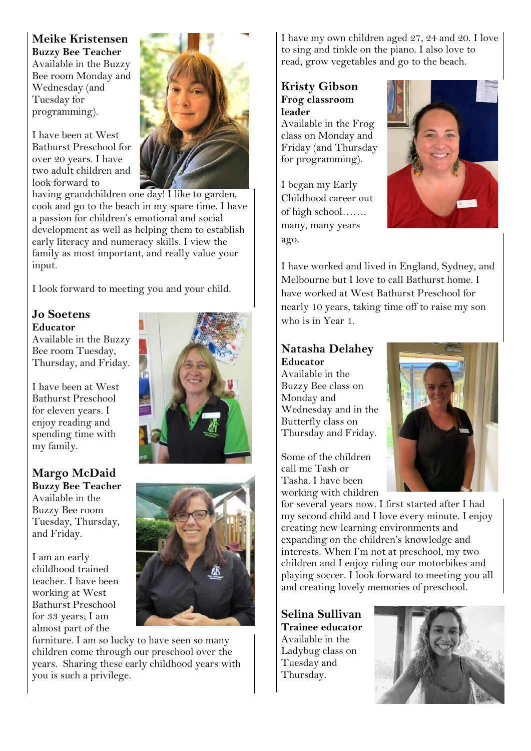## Meike Kristensen

**Buzzy Bee Teacher**

Available in the Buzzy Bee room Monday and Wednesday (and Tuesday for programming).

I have been at West Bathurst Preschool for over 20 years. I have two adult children and look forward to having grandchildren one day! I like to garden, cook and go to the beach in my spare time. I have a passion for children's emotional and social development as well as helping them to establish early literacy and numeracy skills. I view the family as most important, and really value your input.

I look forward to meeting you and your child.

## Jo Soetens

**Educator**

Available in the Buzzy Bee room Tuesday, Thursday, and Friday.

I have been at West Bathurst Preschool for eleven years. I enjoy reading and spending time with my family.

## Margo McDaid

**Buzzy Bee Teacher**

Available in the Buzzy Bee room Tuesday, Thursday, and Friday.

I am an early childhood trained teacher. I have been working at West Bathurst Preschool for 33 years; I am almost part of the furniture. I am so lucky to have seen so many children come through our preschool over the years. Sharing these early childhood years with you is such a privilege.

I have my own children aged 27, 24 and 20. I love to sing and tinkle on the piano. I also love to read, grow vegetables and go to the beach.

## Kristy Gibson

**Frog classroom leader**

Available in the Frog class on Monday and Friday (and Thursday for programming).

I began my Early Childhood career out of high school……. many, many years ago.

I have worked and lived in England, Sydney, and Melbourne but I love to call Bathurst home. I have worked at West Bathurst Preschool for nearly 10 years, taking time off to raise my son who is in Year 1.

## Natasha Delahey

**Educator**

Available in the Buzzy Bee class on Monday and Wednesday and in the Butterfly class on Thursday and Friday.

Some of the children call me Tash or Tasha. I have been working with children for several years now. I first started after I had my second child and I love every minute. I enjoy creating new learning environments and expanding on the children's knowledge and interests. When I'm not at preschool, my two children and I enjoy riding our motorbikes and playing soccer. I look forward to meeting you all and creating lovely memories of preschool.

## Selina Sullivan

**Trainee educator**

Available in the Ladybug class on Tuesday and Thursday.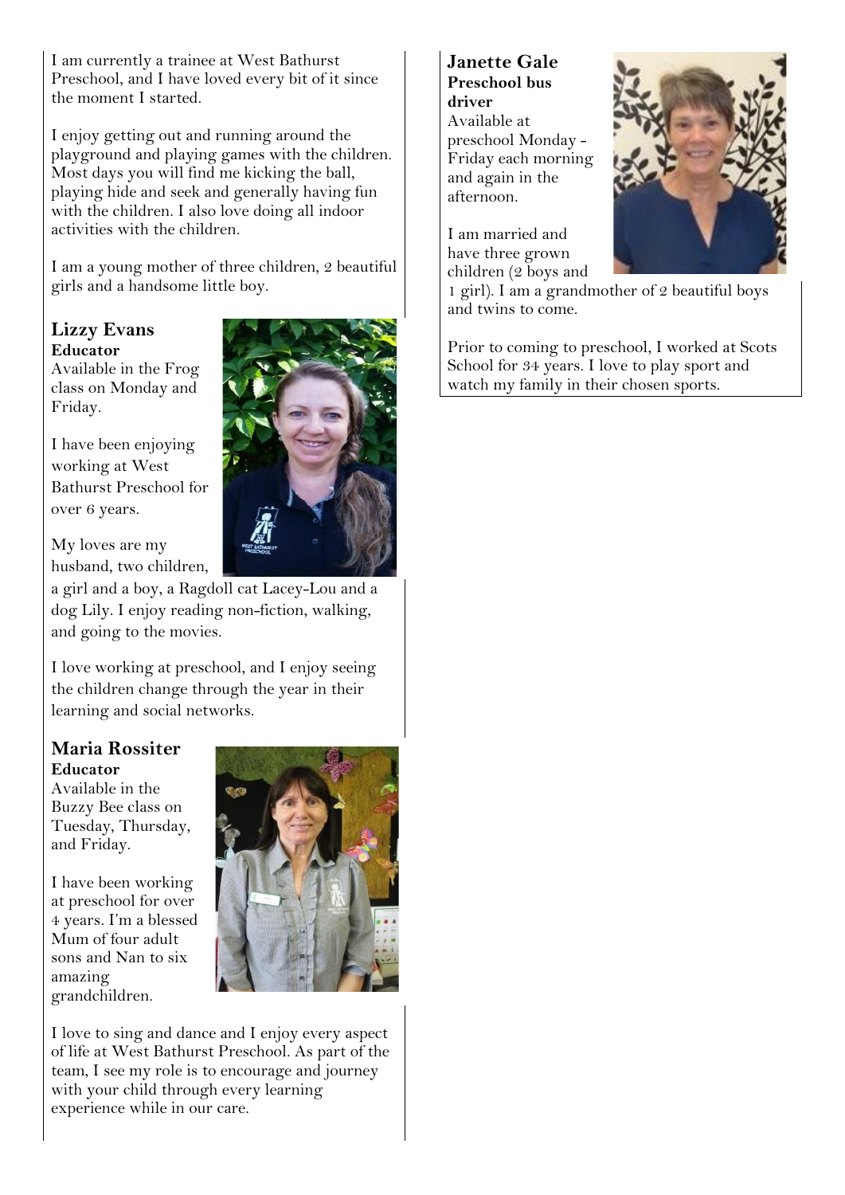I am currently a trainee at West Bathurst Preschool, and I have loved every bit of it since the moment I started.

I enjoy getting out and running around the playground and playing games with the children. Most days you will find me kicking the ball, playing hide and seek and generally having fun with the children. I also love doing all indoor activities with the children.

I am a young mother of three children, 2 beautiful girls and a handsome little boy.

### Lizzy Evans
**Educator**

Available in the Frog class on Monday and Friday.

I have been enjoying working at West Bathurst Preschool for over 6 years.

My loves are my husband, two children, a girl and a boy, a Ragdoll cat Lacey-Lou and a dog Lily. I enjoy reading non-fiction, walking, and going to the movies.

I love working at preschool, and I enjoy seeing the children change through the year in their learning and social networks.

### Maria Rossiter
**Educator**

Available in the Buzzy Bee class on Tuesday, Thursday, and Friday.

I have been working at preschool for over 4 years. I'm a blessed Mum of four adult sons and Nan to six amazing grandchildren.

I love to sing and dance and I enjoy every aspect of life at West Bathurst Preschool. As part of the team, I see my role is to encourage and journey with your child through every learning experience while in our care.

### Janette Gale
**Preschool bus driver**

Available at preschool Monday - Friday each morning and again in the afternoon.

I am married and have three grown children (2 boys and 1 girl). I am a grandmother of 2 beautiful boys and twins to come.

Prior to coming to preschool, I worked at Scots School for 34 years. I love to play sport and watch my family in their chosen sports.